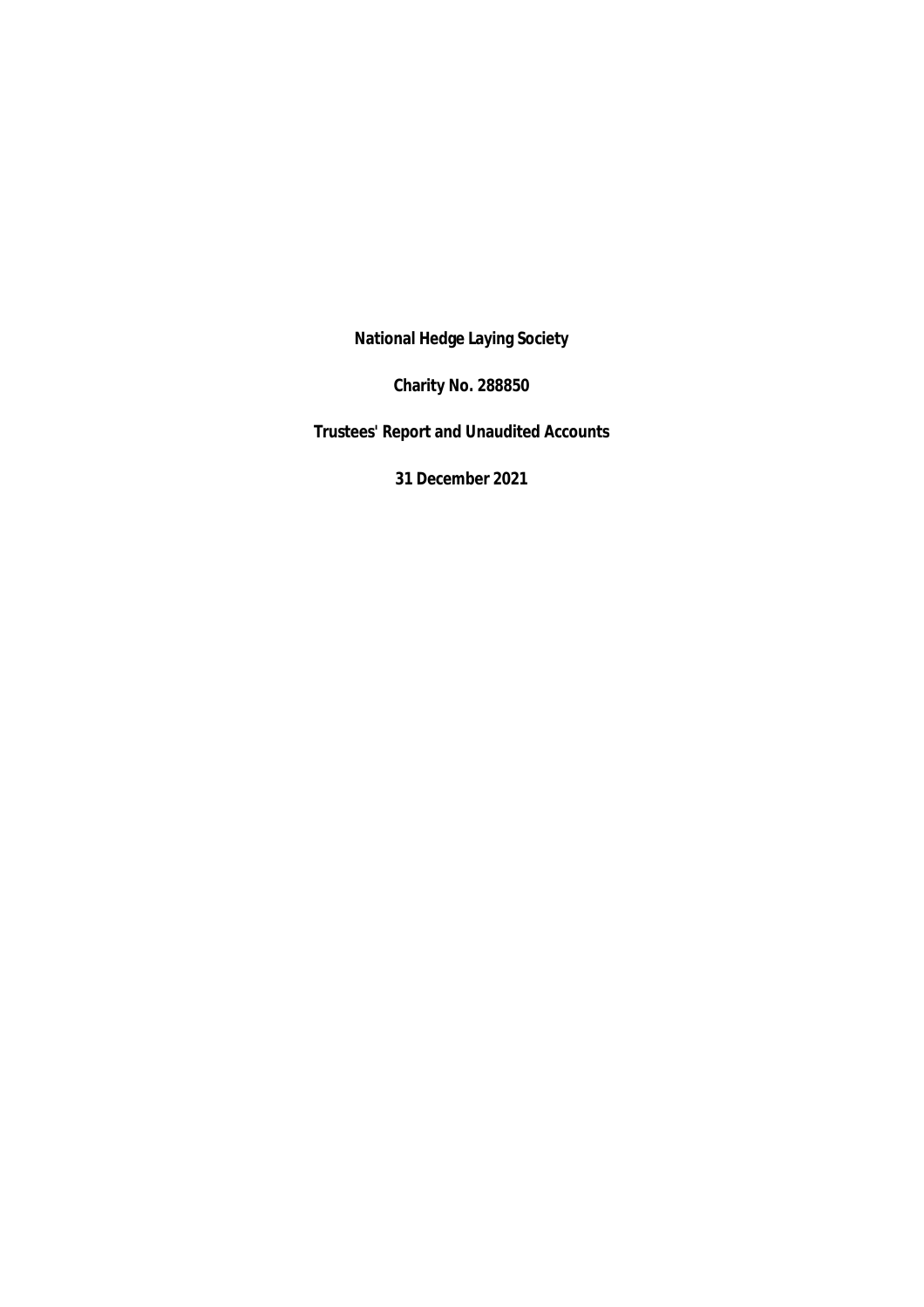**National Hedge Laying Society**

**Charity No. 288850**

**Trustees' Report and Unaudited Accounts**

**31 December 2021**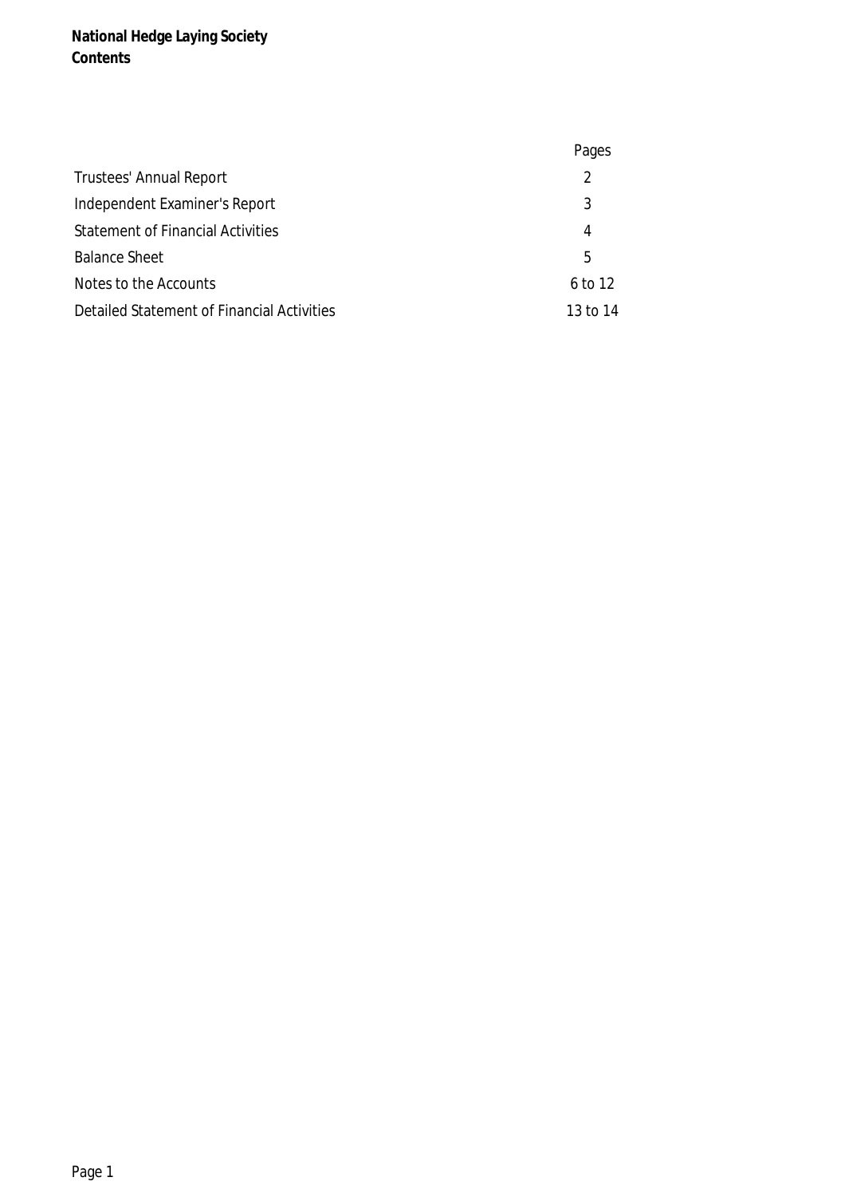**National Hedge Laying Society**
**Contents**

| | Pages |
|---|---|
| Trustees' Annual Report | 2 |
| Independent Examiner's Report | 3 |
| Statement of Financial Activities | 4 |
| Balance Sheet | 5 |
| Notes to the Accounts | 6 to 12 |
| Detailed Statement of Financial Activities | 13 to 14 |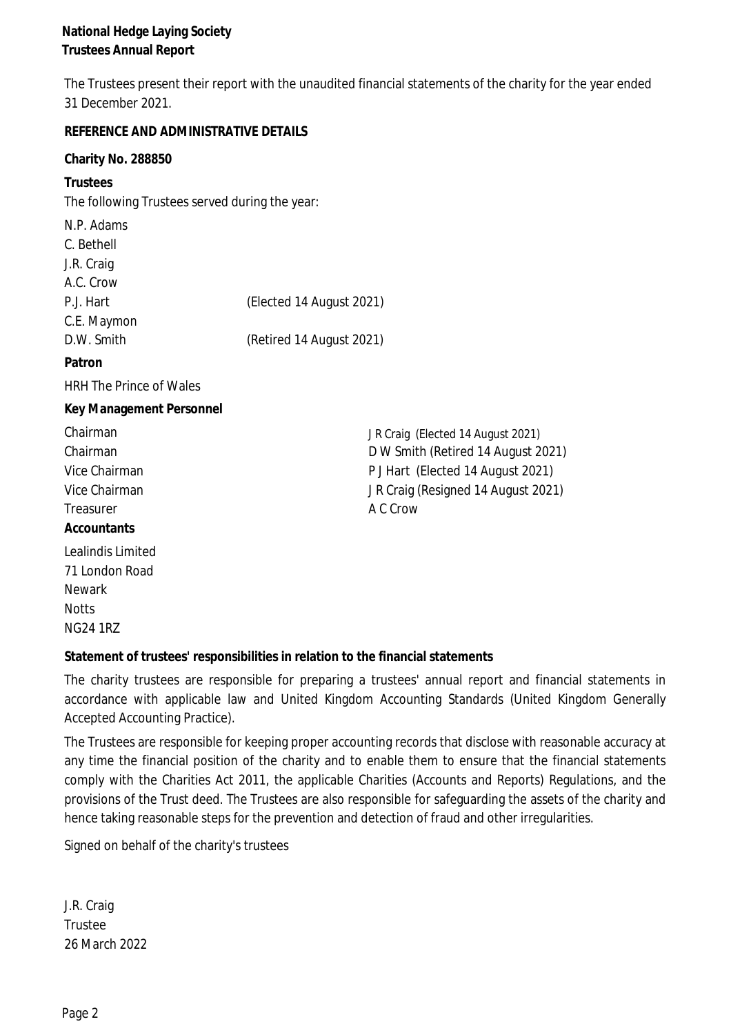**National Hedge Laying Society**
**Trustees Annual Report**

The Trustees present their report with the unaudited financial statements of the charity for the year ended 31 December 2021.

**REFERENCE AND ADMINISTRATIVE DETAILS**

**Charity No. 288850**

**Trustees**

The following Trustees served during the year:

| | |
|---|---|
| N.P. Adams | |
| C. Bethell | |
| J.R. Craig | |
| A.C. Crow | |
| P.J. Hart | (Elected 14 August 2021) |
| C.E. Maymon | |
| D.W. Smith | (Retired 14 August 2021) |

**Patron**

HRH The Prince of Wales

**Key Management Personnel**

| | |
|---|---|
| Chairman | J R Craig (Elected 14 August 2021) |
| Chairman | D W Smith (Retired 14 August 2021) |
| Vice Chairman | P J Hart (Elected 14 August 2021) |
| Vice Chairman | J R Craig (Resigned 14 August 2021) |
| Treasurer | A C Crow |

**Accountants**

Lealindis Limited
71 London Road
Newark
Notts
NG24 1RZ

**Statement of trustees' responsibilities in relation to the financial statements**

The charity trustees are responsible for preparing a trustees' annual report and financial statements in accordance with applicable law and United Kingdom Accounting Standards (United Kingdom Generally Accepted Accounting Practice).

The Trustees are responsible for keeping proper accounting records that disclose with reasonable accuracy at any time the financial position of the charity and to enable them to ensure that the financial statements comply with the Charities Act 2011, the applicable Charities (Accounts and Reports) Regulations, and the provisions of the Trust deed. The Trustees are also responsible for safeguarding the assets of the charity and hence taking reasonable steps for the prevention and detection of fraud and other irregularities.

Signed on behalf of the charity's trustees

J.R. Craig
Trustee
26 March 2022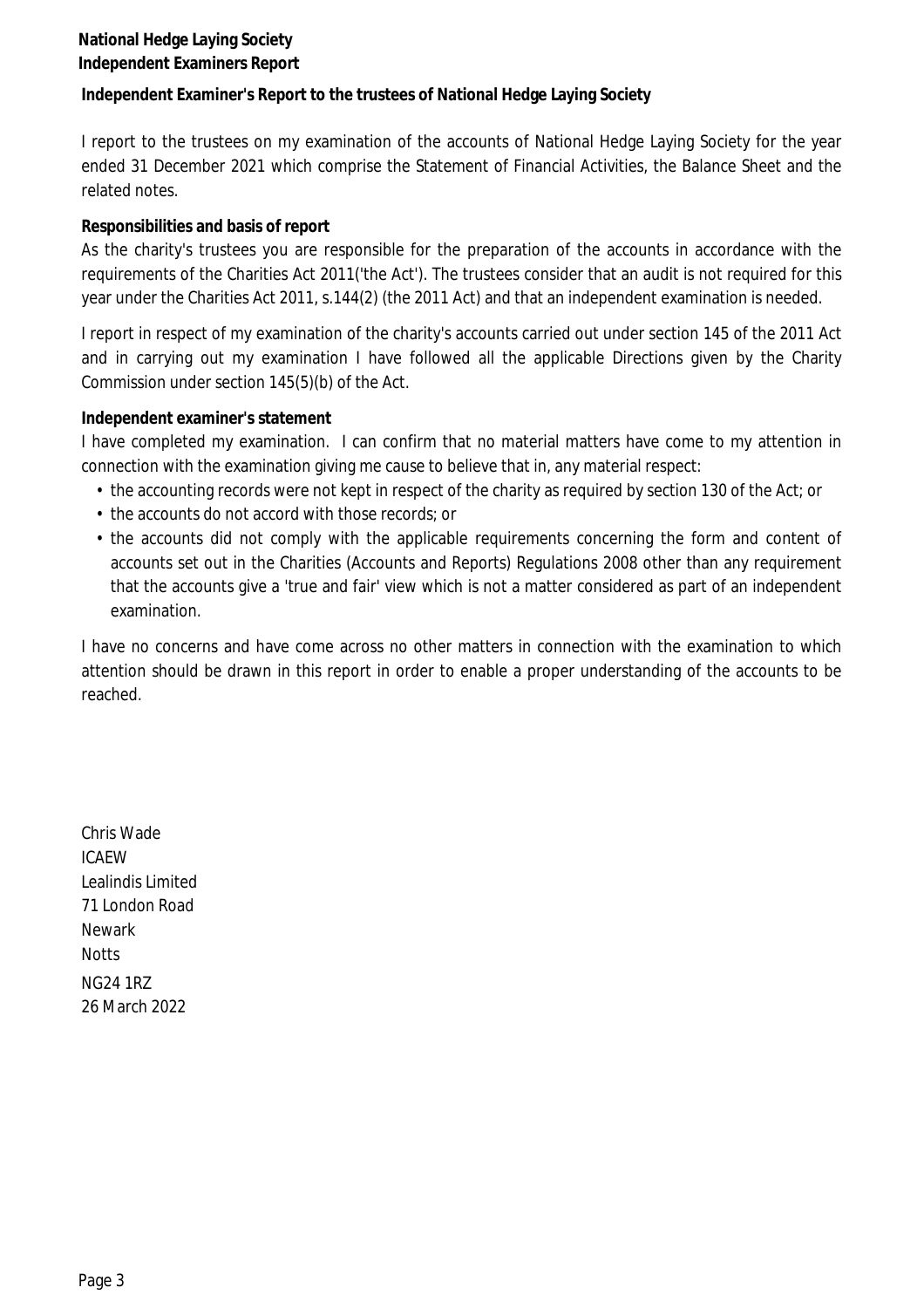## Independent Examiner's Report to the trustees of National Hedge Laying Society

I report to the trustees on my examination of the accounts of National Hedge Laying Society for the year ended 31 December 2021 which comprise the Statement of Financial Activities, the Balance Sheet and the related notes.

**Responsibilities and basis of report**

As the charity's trustees you are responsible for the preparation of the accounts in accordance with the requirements of the Charities Act 2011('the Act'). The trustees consider that an audit is not required for this year under the Charities Act 2011, s.144(2) (the 2011 Act) and that an independent examination is needed.

I report in respect of my examination of the charity's accounts carried out under section 145 of the 2011 Act and in carrying out my examination I have followed all the applicable Directions given by the Charity Commission under section 145(5)(b) of the Act.

**Independent examiner's statement**

I have completed my examination. I can confirm that no material matters have come to my attention in connection with the examination giving me cause to believe that in, any material respect:

- the accounting records were not kept in respect of the charity as required by section 130 of the Act; or
- the accounts do not accord with those records; or
- the accounts did not comply with the applicable requirements concerning the form and content of accounts set out in the Charities (Accounts and Reports) Regulations 2008 other than any requirement that the accounts give a 'true and fair' view which is not a matter considered as part of an independent examination.

I have no concerns and have come across no other matters in connection with the examination to which attention should be drawn in this report in order to enable a proper understanding of the accounts to be reached.

Chris Wade
ICAEW
Lealindis Limited
71 London Road
Newark
Notts
NG24 1RZ
26 March 2022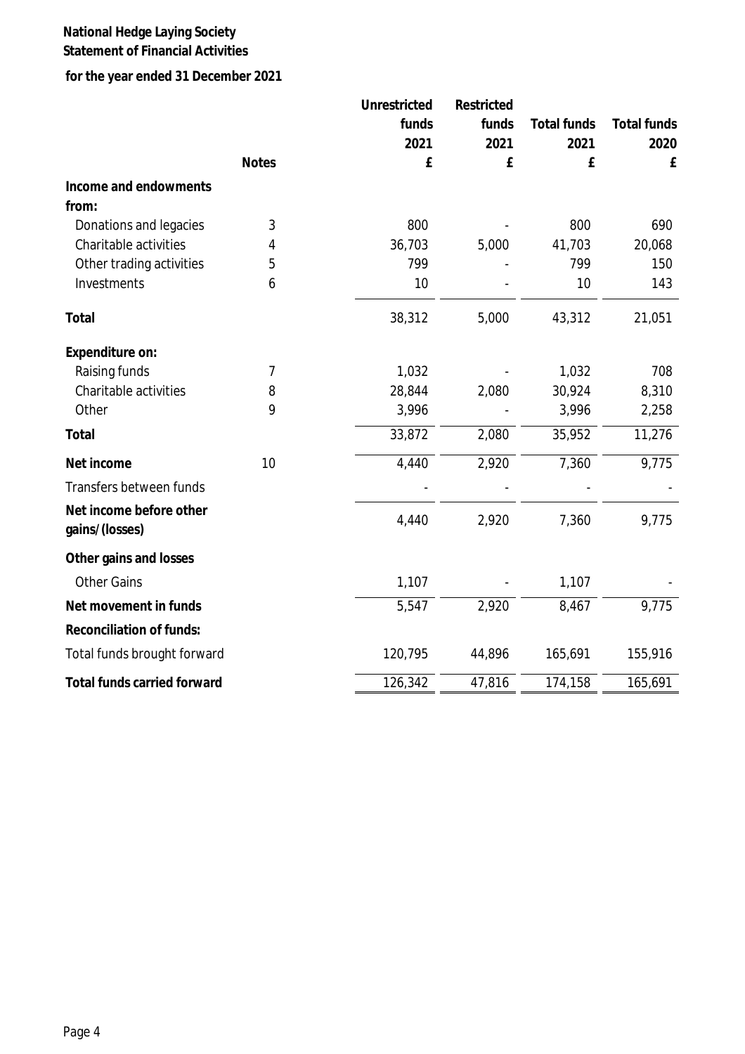**National Hedge Laying Society**
**Statement of Financial Activities**

**for the year ended 31 December 2021**

| | Notes | Unrestricted funds 2021 £ | Restricted funds 2021 £ | Total funds 2021 £ | Total funds 2020 £ |
|---|---|---|---|---|---|
| **Income and endowments from:** | | | | | |
| Donations and legacies | 3 | 800 | - | 800 | 690 |
| Charitable activities | 4 | 36,703 | 5,000 | 41,703 | 20,068 |
| Other trading activities | 5 | 799 | - | 799 | 150 |
| Investments | 6 | 10 | - | 10 | 143 |
| **Total** | | 38,312 | 5,000 | 43,312 | 21,051 |
| **Expenditure on:** | | | | | |
| Raising funds | 7 | 1,032 | - | 1,032 | 708 |
| Charitable activities | 8 | 28,844 | 2,080 | 30,924 | 8,310 |
| Other | 9 | 3,996 | - | 3,996 | 2,258 |
| **Total** | | 33,872 | 2,080 | 35,952 | 11,276 |
| **Net income** | 10 | 4,440 | 2,920 | 7,360 | 9,775 |
| Transfers between funds | | - | - | - | - |
| **Net income before other gains/(losses)** | | 4,440 | 2,920 | 7,360 | 9,775 |
| **Other gains and losses** | | | | | |
| Other Gains | | 1,107 | - | 1,107 | - |
| **Net movement in funds** | | 5,547 | 2,920 | 8,467 | 9,775 |
| **Reconciliation of funds:** | | | | | |
| Total funds brought forward | | 120,795 | 44,896 | 165,691 | 155,916 |
| **Total funds carried forward** | | 126,342 | 47,816 | 174,158 | 165,691 |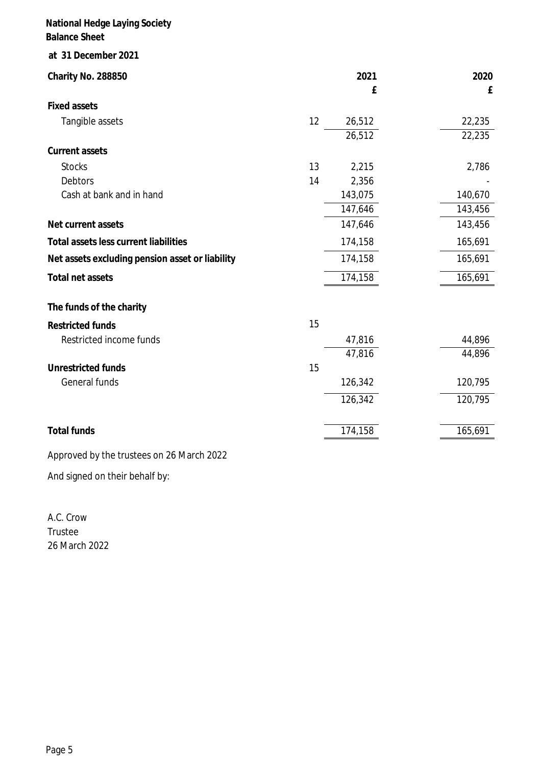**National Hedge Laying Society**
**Balance Sheet**

**at 31 December 2021**

| Charity No. 288850 | | 2021 | 2020 |
|---|---|---|---|
| | | £ | £ |
| **Fixed assets** | | | |
| Tangible assets | 12 | 26,512 | 22,235 |
| | | 26,512 | 22,235 |
| **Current assets** | | | |
| Stocks | 13 | 2,215 | 2,786 |
| Debtors | 14 | 2,356 | - |
| Cash at bank and in hand | | 143,075 | 140,670 |
| | | 147,646 | 143,456 |
| **Net current assets** | | 147,646 | 143,456 |
| **Total assets less current liabilities** | | 174,158 | 165,691 |
| **Net assets excluding pension asset or liability** | | 174,158 | 165,691 |
| **Total net assets** | | 174,158 | 165,691 |
| | | | |
| **The funds of the charity** | | | |
| **Restricted funds** | 15 | | |
| Restricted income funds | | 47,816 | 44,896 |
| | | 47,816 | 44,896 |
| **Unrestricted funds** | 15 | | |
| General funds | | 126,342 | 120,795 |
| | | 126,342 | 120,795 |
| | | | |
| **Total funds** | | 174,158 | 165,691 |

Approved by the trustees on 26 March 2022

And signed on their behalf by:

A.C. Crow
Trustee
26 March 2022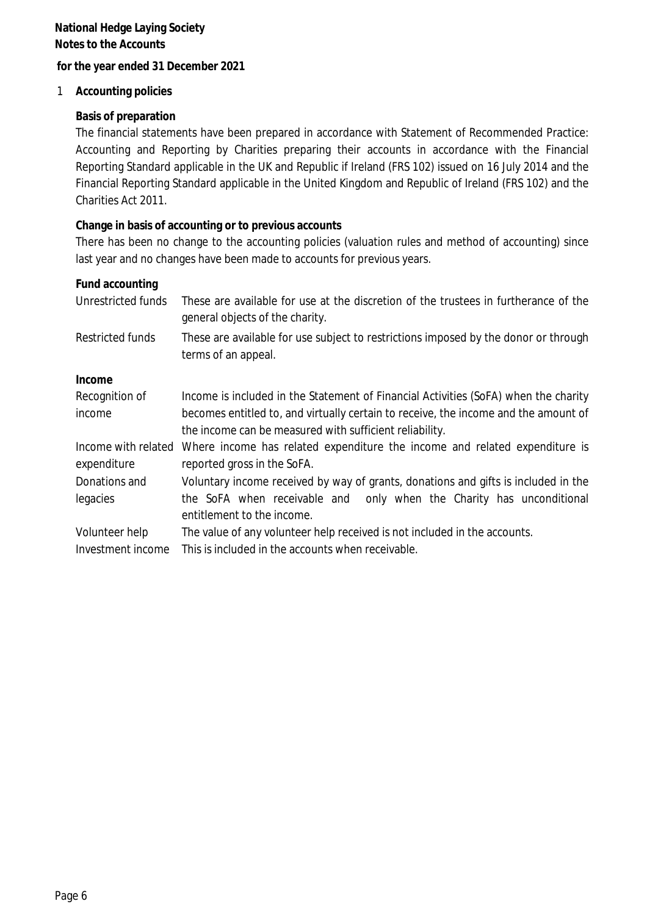**National Hedge Laying Society**
**Notes to the Accounts**

**for the year ended 31 December 2021**

1 **Accounting policies**

**Basis of preparation**

The financial statements have been prepared in accordance with Statement of Recommended Practice: Accounting and Reporting by Charities preparing their accounts in accordance with the Financial Reporting Standard applicable in the UK and Republic if Ireland (FRS 102) issued on 16 July 2014 and the Financial Reporting Standard applicable in the United Kingdom and Republic of Ireland (FRS 102) and the Charities Act 2011.

**Change in basis of accounting or to previous accounts**

There has been no change to the accounting policies (valuation rules and method of accounting) since last year and no changes have been made to accounts for previous years.

**Fund accounting**

| | |
|---|---|
| Unrestricted funds | These are available for use at the discretion of the trustees in furtherance of the general objects of the charity. |
| Restricted funds | These are available for use subject to restrictions imposed by the donor or through terms of an appeal. |

**Income**

| | |
|---|---|
| Recognition of income | Income is included in the Statement of Financial Activities (SoFA) when the charity becomes entitled to, and virtually certain to receive, the income and the amount of the income can be measured with sufficient reliability. |
| Income with related expenditure | Where income has related expenditure the income and related expenditure is reported gross in the SoFA. |
| Donations and legacies | Voluntary income received by way of grants, donations and gifts is included in the SoFA when receivable and only when the Charity has unconditional entitlement to the income. |
| Volunteer help | The value of any volunteer help received is not included in the accounts. |
| Investment income | This is included in the accounts when receivable. |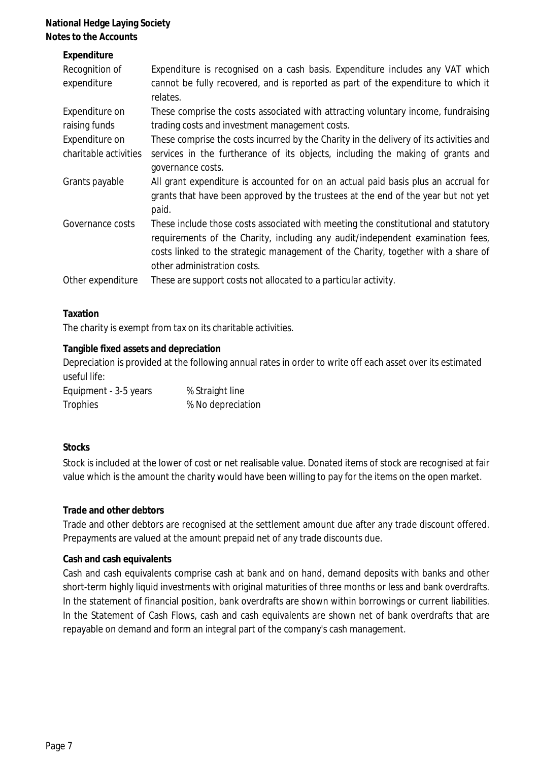**National Hedge Laying Society**
**Notes to the Accounts**

**Expenditure**

| | |
|---|---|
| Recognition of expenditure | Expenditure is recognised on a cash basis. Expenditure includes any VAT which cannot be fully recovered, and is reported as part of the expenditure to which it relates. |
| Expenditure on raising funds | These comprise the costs associated with attracting voluntary income, fundraising trading costs and investment management costs. |
| Expenditure on charitable activities | These comprise the costs incurred by the Charity in the delivery of its activities and services in the furtherance of its objects, including the making of grants and governance costs. |
| Grants payable | All grant expenditure is accounted for on an actual paid basis plus an accrual for grants that have been approved by the trustees at the end of the year but not yet paid. |
| Governance costs | These include those costs associated with meeting the constitutional and statutory requirements of the Charity, including any audit/independent examination fees, costs linked to the strategic management of the Charity, together with a share of other administration costs. |
| Other expenditure | These are support costs not allocated to a particular activity. |

**Taxation**

The charity is exempt from tax on its charitable activities.

**Tangible fixed assets and depreciation**

Depreciation is provided at the following annual rates in order to write off each asset over its estimated useful life:

| | |
|---|---|
| Equipment - 3-5 years | % Straight line |
| Trophies | % No depreciation |

**Stocks**

Stock is included at the lower of cost or net realisable value. Donated items of stock are recognised at fair value which is the amount the charity would have been willing to pay for the items on the open market.

**Trade and other debtors**

Trade and other debtors are recognised at the settlement amount due after any trade discount offered. Prepayments are valued at the amount prepaid net of any trade discounts due.

**Cash and cash equivalents**

Cash and cash equivalents comprise cash at bank and on hand, demand deposits with banks and other short-term highly liquid investments with original maturities of three months or less and bank overdrafts. In the statement of financial position, bank overdrafts are shown within borrowings or current liabilities. In the Statement of Cash Flows, cash and cash equivalents are shown net of bank overdrafts that are repayable on demand and form an integral part of the company's cash management.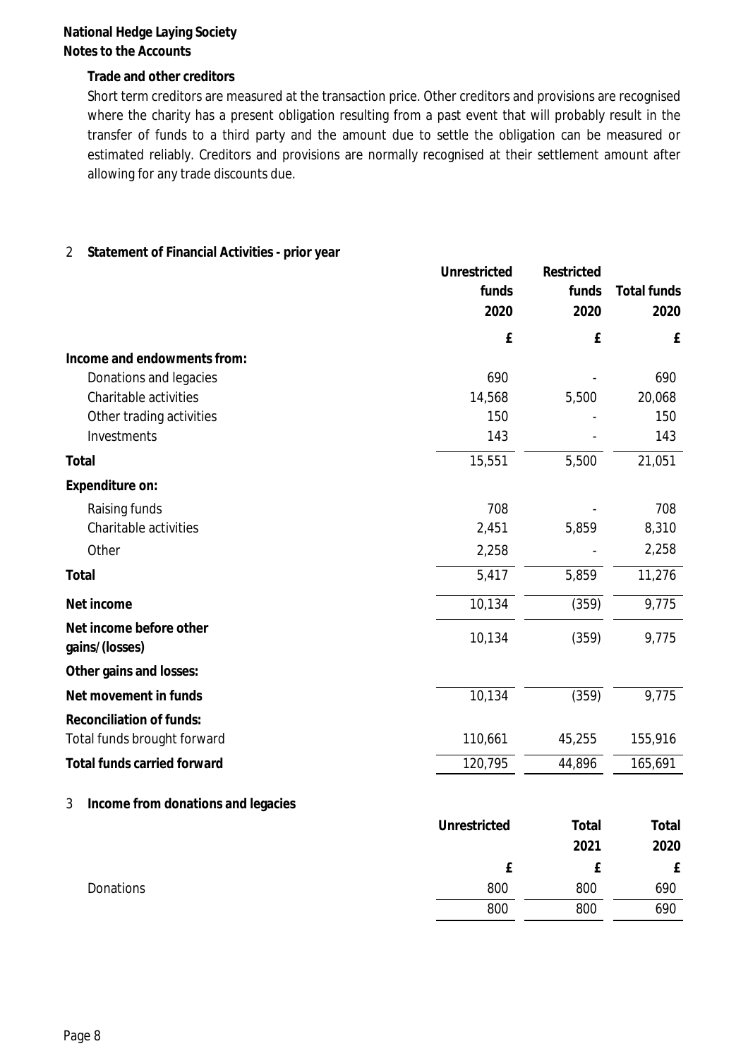**National Hedge Laying Society**
**Notes to the Accounts**

**Trade and other creditors**

Short term creditors are measured at the transaction price. Other creditors and provisions are recognised where the charity has a present obligation resulting from a past event that will probably result in the transfer of funds to a third party and the amount due to settle the obligation can be measured or estimated reliably. Creditors and provisions are normally recognised at their settlement amount after allowing for any trade discounts due.

## 2 Statement of Financial Activities - prior year

| | Unrestricted funds 2020 | Restricted funds 2020 | Total funds 2020 |
|---|---|---|---|
| | £ | £ | £ |
| **Income and endowments from:** | | | |
| Donations and legacies | 690 | - | 690 |
| Charitable activities | 14,568 | 5,500 | 20,068 |
| Other trading activities | 150 | - | 150 |
| Investments | 143 | - | 143 |
| **Total** | 15,551 | 5,500 | 21,051 |
| **Expenditure on:** | | | |
| Raising funds | 708 | - | 708 |
| Charitable activities | 2,451 | 5,859 | 8,310 |
| Other | 2,258 | - | 2,258 |
| **Total** | 5,417 | 5,859 | 11,276 |
| **Net income** | 10,134 | (359) | 9,775 |
| **Net income before other gains/(losses)** | 10,134 | (359) | 9,775 |
| **Other gains and losses:** | | | |
| **Net movement in funds** | 10,134 | (359) | 9,775 |
| **Reconciliation of funds:** | | | |
| Total funds brought forward | 110,661 | 45,255 | 155,916 |
| **Total funds carried forward** | 120,795 | 44,896 | 165,691 |

## 3 Income from donations and legacies

| | Unrestricted | Total 2021 | Total 2020 |
|---|---|---|---|
| | £ | £ | £ |
| Donations | 800 | 800 | 690 |
| | 800 | 800 | 690 |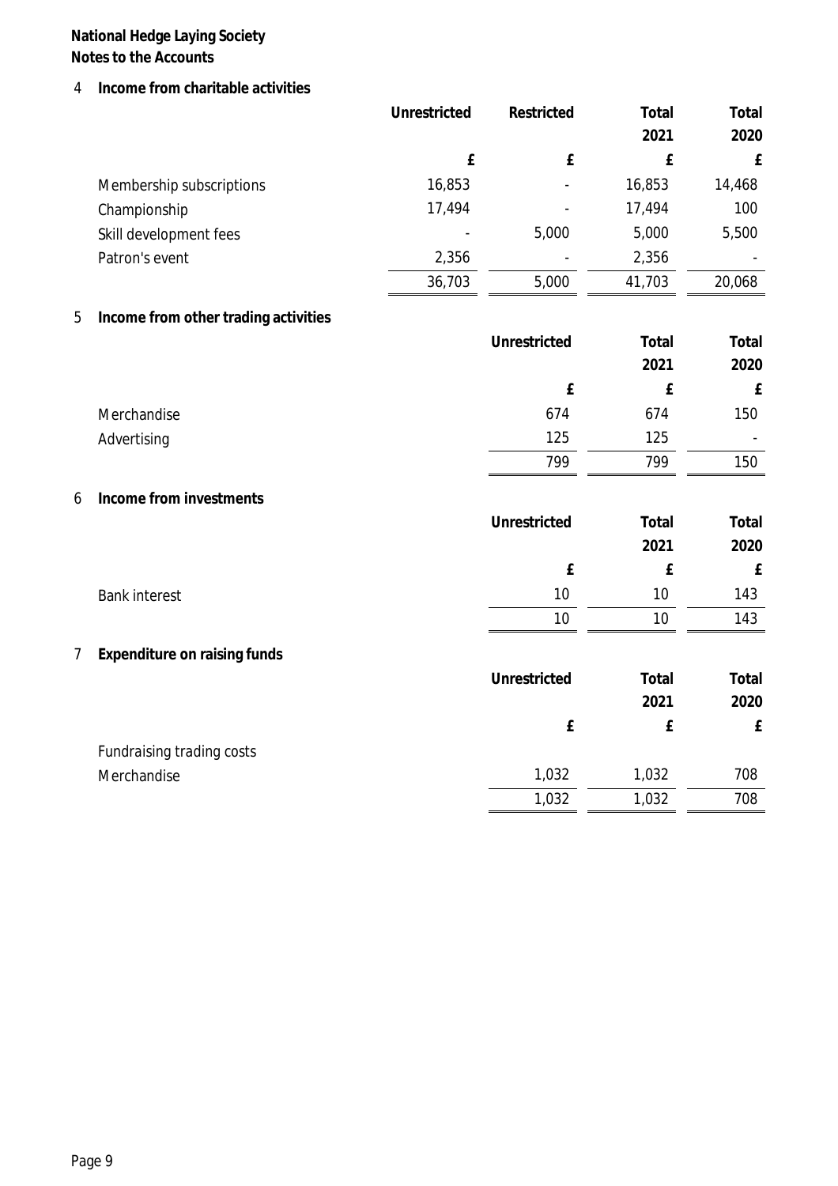**National Hedge Laying Society**
**Notes to the Accounts**

## 4 Income from charitable activities

| | Unrestricted | Restricted | Total 2021 | Total 2020 |
|---|---|---|---|---|
| | £ | £ | £ | £ |
| Membership subscriptions | 16,853 | - | 16,853 | 14,468 |
| Championship | 17,494 | - | 17,494 | 100 |
| Skill development fees | - | 5,000 | 5,000 | 5,500 |
| Patron's event | 2,356 | - | 2,356 | - |
| | 36,703 | 5,000 | 41,703 | 20,068 |

## 5 Income from other trading activities

| | Unrestricted | Total 2021 | Total 2020 |
|---|---|---|---|
| | £ | £ | £ |
| Merchandise | 674 | 674 | 150 |
| Advertising | 125 | 125 | - |
| | 799 | 799 | 150 |

## 6 Income from investments

| | Unrestricted | Total 2021 | Total 2020 |
|---|---|---|---|
| | £ | £ | £ |
| Bank interest | 10 | 10 | 143 |
| | 10 | 10 | 143 |

## 7 Expenditure on raising funds

| | Unrestricted | Total 2021 | Total 2020 |
|---|---|---|---|
| | £ | £ | £ |
| Fundraising trading costs | | | |
| Merchandise | 1,032 | 1,032 | 708 |
| | 1,032 | 1,032 | 708 |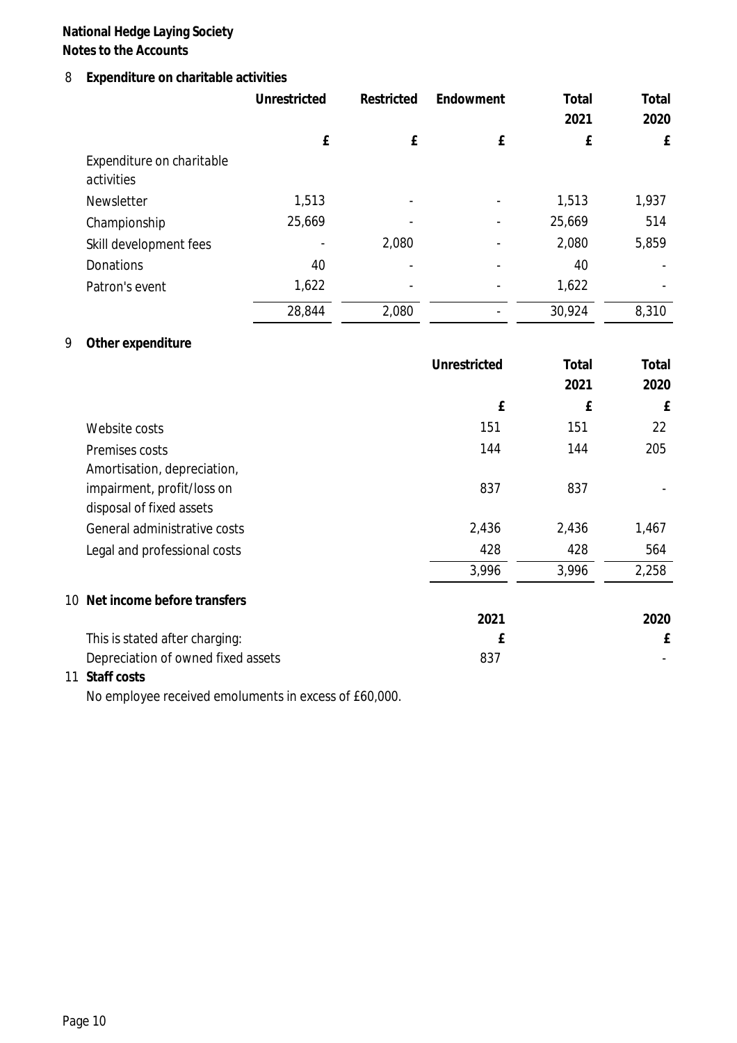**National Hedge Laying Society**
**Notes to the Accounts**

## 8 Expenditure on charitable activities

| | Unrestricted | Restricted | Endowment | Total 2021 | Total 2020 |
|---|---|---|---|---|---|
| | £ | £ | £ | £ | £ |
| *Expenditure on charitable activities* | | | | | |
| Newsletter | 1,513 | - | - | 1,513 | 1,937 |
| Championship | 25,669 | - | - | 25,669 | 514 |
| Skill development fees | - | 2,080 | - | 2,080 | 5,859 |
| Donations | 40 | - | - | 40 | - |
| Patron's event | 1,622 | - | - | 1,622 | - |
| | 28,844 | 2,080 | - | 30,924 | 8,310 |

## 9 Other expenditure

| | Unrestricted | Total 2021 | Total 2020 |
|---|---|---|---|
| | £ | £ | £ |
| Website costs | 151 | 151 | 22 |
| Premises costs | 144 | 144 | 205 |
| Amortisation, depreciation, impairment, profit/loss on disposal of fixed assets | 837 | 837 | - |
| General administrative costs | 2,436 | 2,436 | 1,467 |
| Legal and professional costs | 428 | 428 | 564 |
| | 3,996 | 3,996 | 2,258 |

## 10 Net income before transfers

| | 2021 | 2020 |
|---|---|---|
| This is stated after charging: | £ | £ |
| Depreciation of owned fixed assets | 837 | - |

## 11 Staff costs

No employee received emoluments in excess of £60,000.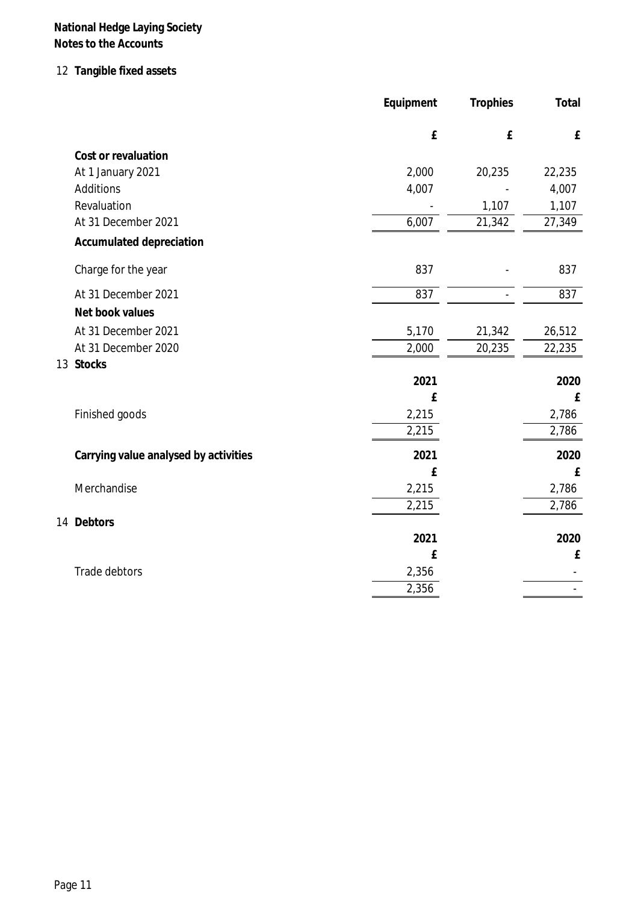**National Hedge Laying Society**
**Notes to the Accounts**

## 12 Tangible fixed assets

| | Equipment | Trophies | Total |
|---|---|---|---|
| | £ | £ | £ |
| **Cost or revaluation** | | | |
| At 1 January 2021 | 2,000 | 20,235 | 22,235 |
| Additions | 4,007 | - | 4,007 |
| Revaluation | - | 1,107 | 1,107 |
| At 31 December 2021 | 6,007 | 21,342 | 27,349 |
| **Accumulated depreciation** | | | |
| Charge for the year | 837 | - | 837 |
| At 31 December 2021 | 837 | - | 837 |
| **Net book values** | | | |
| At 31 December 2021 | 5,170 | 21,342 | 26,512 |
| At 31 December 2020 | 2,000 | 20,235 | 22,235 |

## 13 Stocks

| | 2021 | 2020 |
|---|---|---|
| | £ | £ |
| Finished goods | 2,215 | 2,786 |
| | 2,215 | 2,786 |

| **Carrying value analysed by activities** | 2021 | 2020 |
|---|---|---|
| | £ | £ |
| Merchandise | 2,215 | 2,786 |
| | 2,215 | 2,786 |

## 14 Debtors

| | 2021 | 2020 |
|---|---|---|
| | £ | £ |
| Trade debtors | 2,356 | - |
| | 2,356 | - |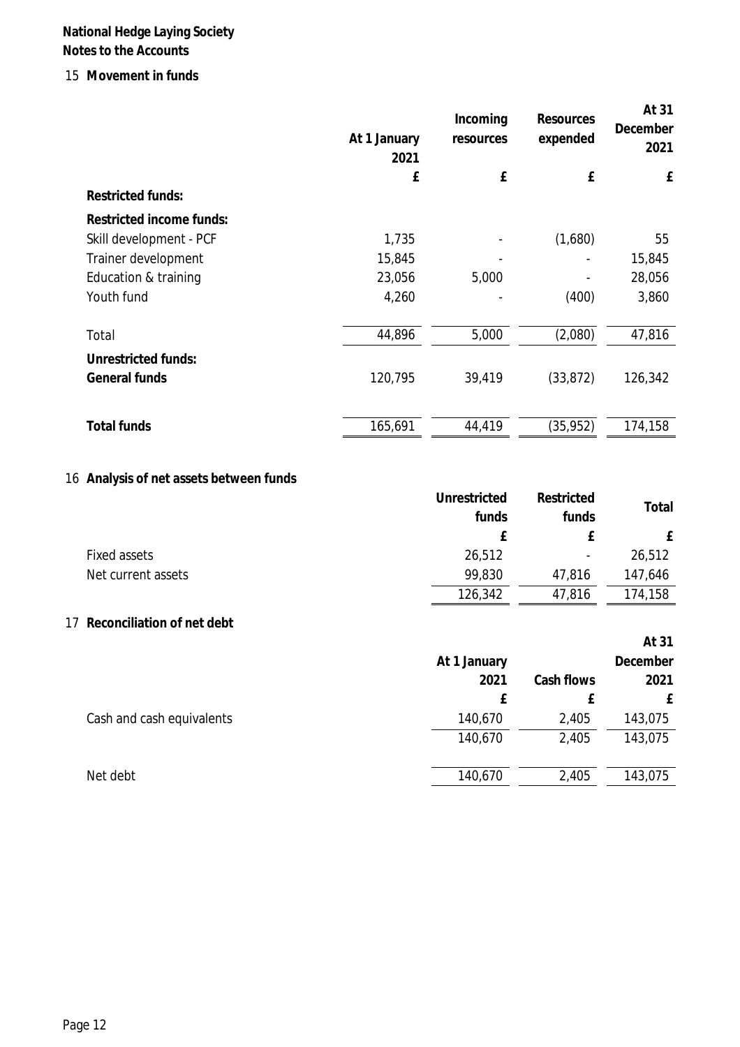**National Hedge Laying Society**
**Notes to the Accounts**

## 15 Movement in funds

| | At 1 January 2021 | Incoming resources | Resources expended | At 31 December 2021 |
|---|---|---|---|---|
| | £ | £ | £ | £ |
| **Restricted funds:** | | | | |
| **Restricted income funds:** | | | | |
| Skill development - PCF | 1,735 | - | (1,680) | 55 |
| Trainer development | 15,845 | - | - | 15,845 |
| Education & training | 23,056 | 5,000 | - | 28,056 |
| Youth fund | 4,260 | - | (400) | 3,860 |
| Total | 44,896 | 5,000 | (2,080) | 47,816 |
| **Unrestricted funds:** | | | | |
| **General funds** | 120,795 | 39,419 | (33,872) | 126,342 |
| **Total funds** | 165,691 | 44,419 | (35,952) | 174,158 |

## 16 Analysis of net assets between funds

| | Unrestricted funds | Restricted funds | Total |
|---|---|---|---|
| | £ | £ | £ |
| Fixed assets | 26,512 | - | 26,512 |
| Net current assets | 99,830 | 47,816 | 147,646 |
| | 126,342 | 47,816 | 174,158 |

## 17 Reconciliation of net debt

| | At 1 January 2021 | Cash flows | At 31 December 2021 |
|---|---|---|---|
| | £ | £ | £ |
| Cash and cash equivalents | 140,670 | 2,405 | 143,075 |
| | 140,670 | 2,405 | 143,075 |
| Net debt | 140,670 | 2,405 | 143,075 |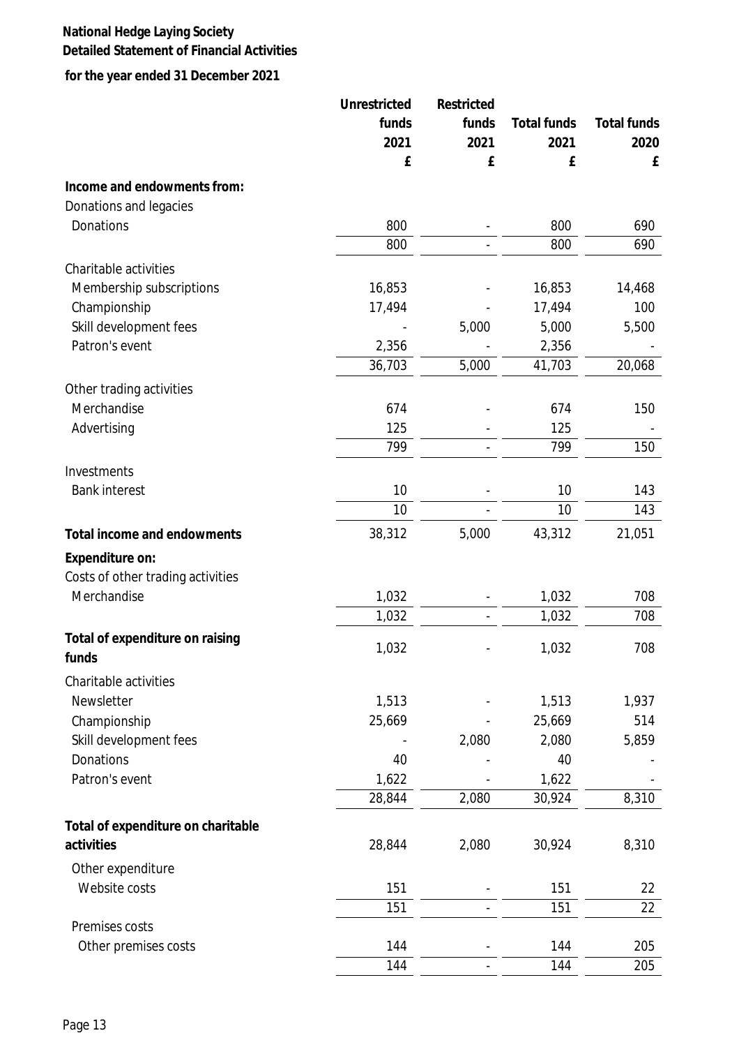# National Hedge Laying Society

## Detailed Statement of Financial Activities

**for the year ended 31 December 2021**

| | Unrestricted funds 2021 £ | Restricted funds 2021 £ | Total funds 2021 £ | Total funds 2020 £ |
|---|---|---|---|---|
| **Income and endowments from:** | | | | |
| Donations and legacies | | | | |
| Donations | 800 | - | 800 | 690 |
| | 800 | - | 800 | 690 |
| Charitable activities | | | | |
| Membership subscriptions | 16,853 | - | 16,853 | 14,468 |
| Championship | 17,494 | - | 17,494 | 100 |
| Skill development fees | - | 5,000 | 5,000 | 5,500 |
| Patron's event | 2,356 | - | 2,356 | - |
| | 36,703 | 5,000 | 41,703 | 20,068 |
| Other trading activities | | | | |
| Merchandise | 674 | - | 674 | 150 |
| Advertising | 125 | - | 125 | - |
| | 799 | - | 799 | 150 |
| Investments | | | | |
| Bank interest | 10 | - | 10 | 143 |
| | 10 | - | 10 | 143 |
| **Total income and endowments** | 38,312 | 5,000 | 43,312 | 21,051 |
| **Expenditure on:** | | | | |
| Costs of other trading activities | | | | |
| Merchandise | 1,032 | - | 1,032 | 708 |
| | 1,032 | - | 1,032 | 708 |
| **Total of expenditure on raising funds** | 1,032 | - | 1,032 | 708 |
| Charitable activities | | | | |
| Newsletter | 1,513 | - | 1,513 | 1,937 |
| Championship | 25,669 | - | 25,669 | 514 |
| Skill development fees | - | 2,080 | 2,080 | 5,859 |
| Donations | 40 | - | 40 | - |
| Patron's event | 1,622 | - | 1,622 | - |
| | 28,844 | 2,080 | 30,924 | 8,310 |
| **Total of expenditure on charitable activities** | 28,844 | 2,080 | 30,924 | 8,310 |
| Other expenditure | | | | |
| Website costs | 151 | - | 151 | 22 |
| | 151 | - | 151 | 22 |
| Premises costs | | | | |
| Other premises costs | 144 | - | 144 | 205 |
| | 144 | - | 144 | 205 |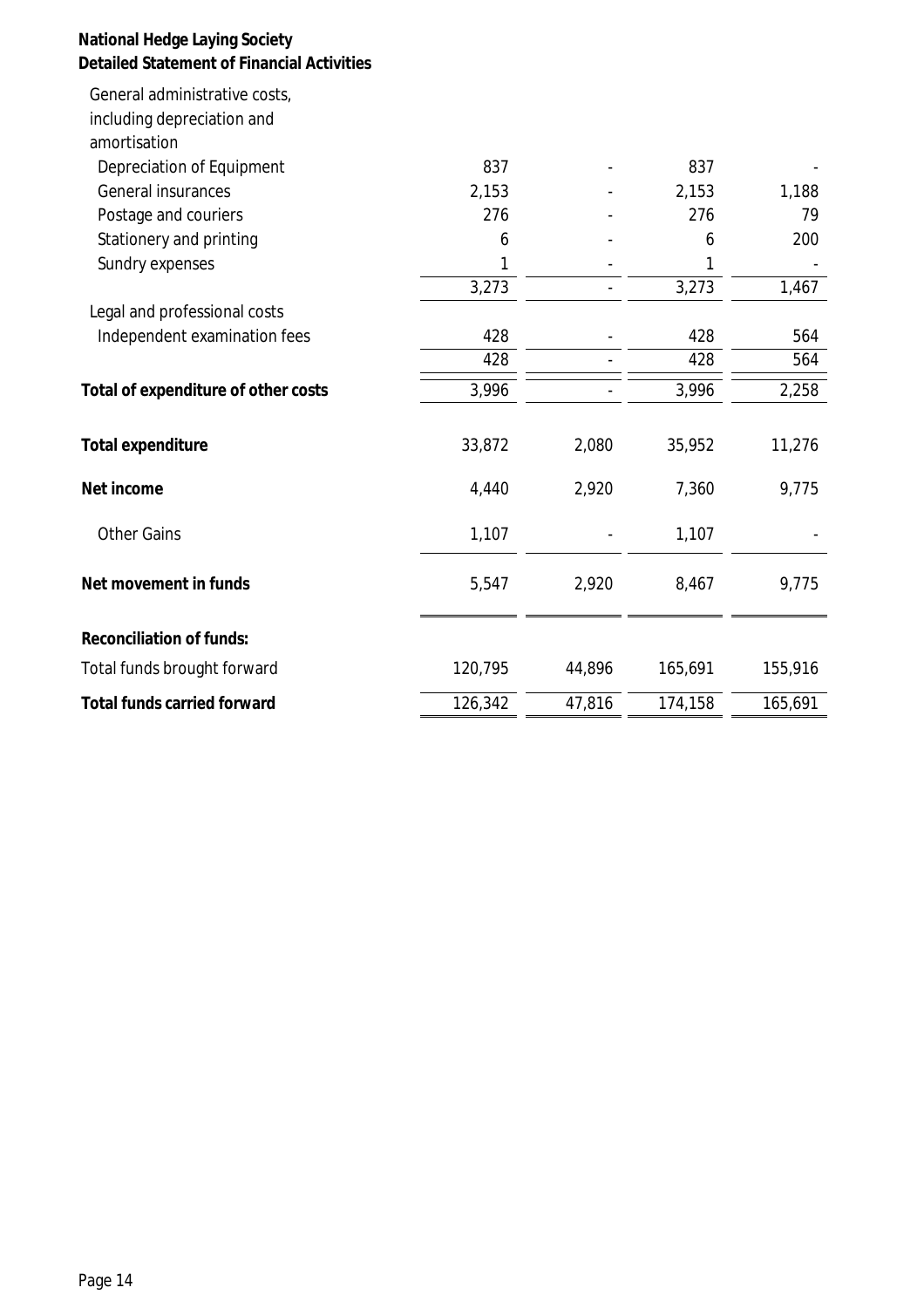**National Hedge Laying Society**
**Detailed Statement of Financial Activities**

| | | | | |
|---|---|---|---|---|
| General administrative costs, including depreciation and amortisation | | | | |
| Depreciation of Equipment | 837 | - | 837 | - |
| General insurances | 2,153 | - | 2,153 | 1,188 |
| Postage and couriers | 276 | - | 276 | 79 |
| Stationery and printing | 6 | - | 6 | 200 |
| Sundry expenses | 1 | - | 1 | - |
| | 3,273 | - | 3,273 | 1,467 |
| Legal and professional costs | | | | |
| Independent examination fees | 428 | - | 428 | 564 |
| | 428 | - | 428 | 564 |
| **Total of expenditure of other costs** | 3,996 | - | 3,996 | 2,258 |
| **Total expenditure** | 33,872 | 2,080 | 35,952 | 11,276 |
| **Net income** | 4,440 | 2,920 | 7,360 | 9,775 |
| Other Gains | 1,107 | - | 1,107 | - |
| **Net movement in funds** | 5,547 | 2,920 | 8,467 | 9,775 |
| **Reconciliation of funds:** | | | | |
| Total funds brought forward | 120,795 | 44,896 | 165,691 | 155,916 |
| **Total funds carried forward** | 126,342 | 47,816 | 174,158 | 165,691 |